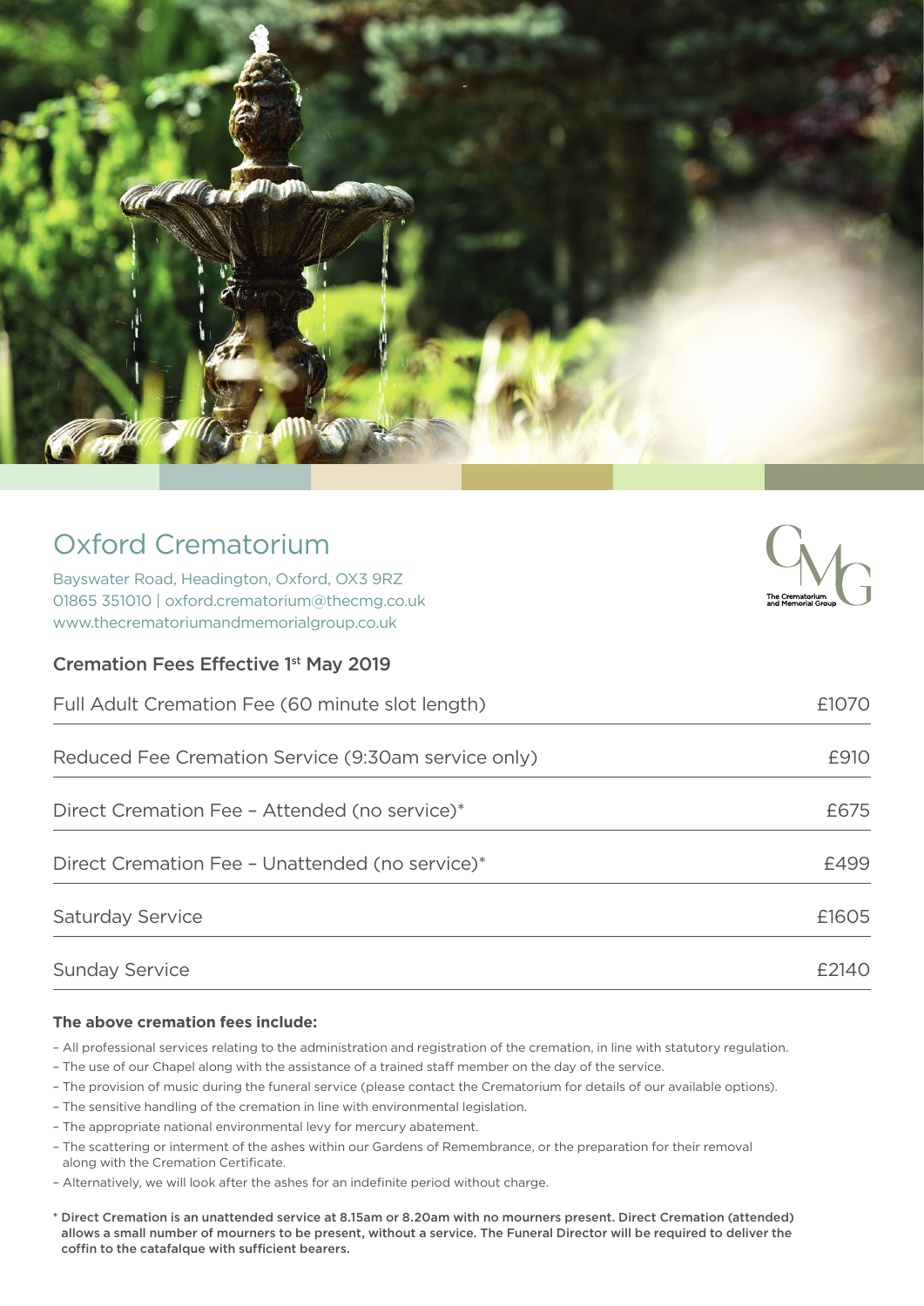# Oxford Crematorium

Bayswater Road, Headington, Oxford, OX3 9RZ
01865 351010 | oxford.crematorium@thecmg.co.uk
www.thecrematoriumandmemorialgroup.co.uk

The Crematorium and Memorial Group

## Cremation Fees Effective 1st May 2019

| Service | Fee |
|---|---|
| Full Adult Cremation Fee (60 minute slot length) | £1070 |
| Reduced Fee Cremation Service (9:30am service only) | £910 |
| Direct Cremation Fee – Attended (no service)* | £675 |
| Direct Cremation Fee – Unattended (no service)* | £499 |
| Saturday Service | £1605 |
| Sunday Service | £2140 |

**The above cremation fees include:**

- All professional services relating to the administration and registration of the cremation, in line with statutory regulation.
- The use of our Chapel along with the assistance of a trained staff member on the day of the service.
- The provision of music during the funeral service (please contact the Crematorium for details of our available options).
- The sensitive handling of the cremation in line with environmental legislation.
- The appropriate national environmental levy for mercury abatement.
- The scattering or interment of the ashes within our Gardens of Remembrance, or the preparation for their removal along with the Cremation Certificate.
- Alternatively, we will look after the ashes for an indefinite period without charge.

**\* Direct Cremation is an unattended service at 8.15am or 8.20am with no mourners present. Direct Cremation (attended) allows a small number of mourners to be present, without a service. The Funeral Director will be required to deliver the coffin to the catafalque with sufficient bearers.**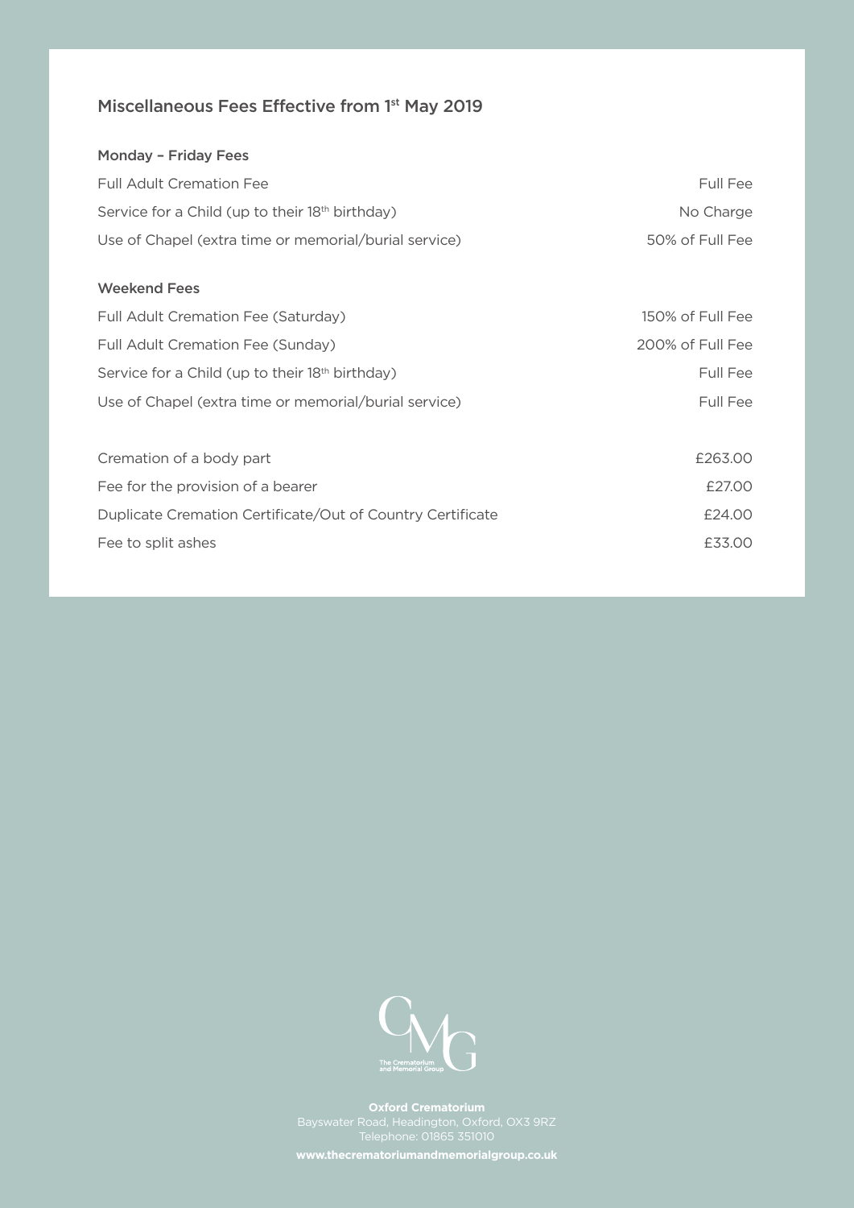## Miscellaneous Fees Effective from 1st May 2019

| | |
|---|---|
| **Monday – Friday Fees** | |
| Full Adult Cremation Fee | Full Fee |
| Service for a Child (up to their 18th birthday) | No Charge |
| Use of Chapel (extra time or memorial/burial service) | 50% of Full Fee |
| **Weekend Fees** | |
| Full Adult Cremation Fee (Saturday) | 150% of Full Fee |
| Full Adult Cremation Fee (Sunday) | 200% of Full Fee |
| Service for a Child (up to their 18th birthday) | Full Fee |
| Use of Chapel (extra time or memorial/burial service) | Full Fee |
| Cremation of a body part | £263.00 |
| Fee for the provision of a bearer | £27.00 |
| Duplicate Cremation Certificate/Out of Country Certificate | £24.00 |
| Fee to split ashes | £33.00 |

The Crematorium and Memorial Group

**Oxford Crematorium**
Bayswater Road, Headington, Oxford, OX3 9RZ
Telephone: 01865 351010
**www.thecrematoriumandmemorialgroup.co.uk**